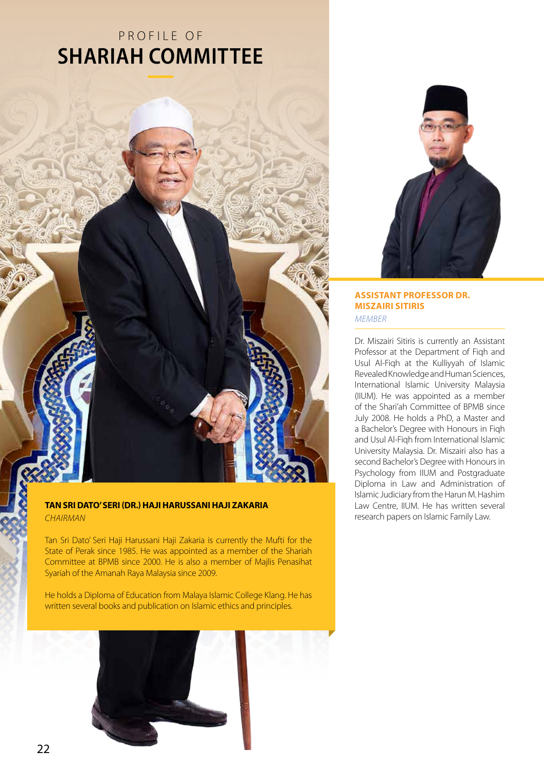PROFILE OF

# SHARIAH COMMITTEE

### TAN SRI DATO' SERI (DR.) HAJI HARUSSANI HAJI ZAKARIA

*CHAIRMAN*

Tan Sri Dato' Seri Haji Harussani Haji Zakaria is currently the Mufti for the State of Perak since 1985. He was appointed as a member of the Shariah Committee at BPMB since 2000. He is also a member of Majlis Penasihat Syariah of the Amanah Raya Malaysia since 2009.

He holds a Diploma of Education from Malaya Islamic College Klang. He has written several books and publication on Islamic ethics and principles.

### ASSISTANT PROFESSOR DR. MISZAIRI SITIRIS

*MEMBER*

Dr. Miszairi Sitiris is currently an Assistant Professor at the Department of Fiqh and Usul Al-Fiqh at the Kulliyyah of Islamic Revealed Knowledge and Human Sciences, International Islamic University Malaysia (IIUM). He was appointed as a member of the Shari'ah Committee of BPMB since July 2008. He holds a PhD, a Master and a Bachelor's Degree with Honours in Fiqh and Usul Al-Fiqh from International Islamic University Malaysia. Dr. Miszairi also has a second Bachelor's Degree with Honours in Psychology from IIUM and Postgraduate Diploma in Law and Administration of Islamic Judiciary from the Harun M. Hashim Law Centre, IIUM. He has written several research papers on Islamic Family Law.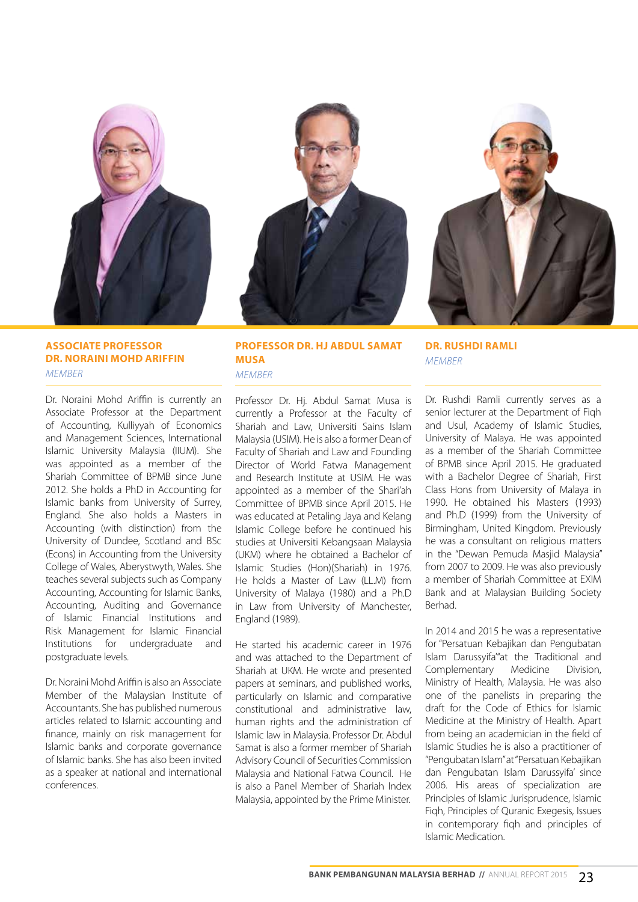### ASSOCIATE PROFESSOR DR. NORAINI MOHD ARIFFIN

*MEMBER*

Dr. Noraini Mohd Ariffin is currently an Associate Professor at the Department of Accounting, Kulliyyah of Economics and Management Sciences, International Islamic University Malaysia (IIUM). She was appointed as a member of the Shariah Committee of BPMB since June 2012. She holds a PhD in Accounting for Islamic banks from University of Surrey, England. She also holds a Masters in Accounting (with distinction) from the University of Dundee, Scotland and BSc (Econs) in Accounting from the University College of Wales, Aberystwyth, Wales. She teaches several subjects such as Company Accounting, Accounting for Islamic Banks, Accounting, Auditing and Governance of Islamic Financial Institutions and Risk Management for Islamic Financial Institutions for undergraduate and postgraduate levels.

Dr. Noraini Mohd Ariffin is also an Associate Member of the Malaysian Institute of Accountants. She has published numerous articles related to Islamic accounting and finance, mainly on risk management for Islamic banks and corporate governance of Islamic banks. She has also been invited as a speaker at national and international conferences.

### PROFESSOR DR. HJ ABDUL SAMAT MUSA

*MEMBER*

Professor Dr. Hj. Abdul Samat Musa is currently a Professor at the Faculty of Shariah and Law, Universiti Sains Islam Malaysia (USIM). He is also a former Dean of Faculty of Shariah and Law and Founding Director of World Fatwa Management and Research Institute at USIM. He was appointed as a member of the Shari'ah Committee of BPMB since April 2015. He was educated at Petaling Jaya and Kelang Islamic College before he continued his studies at Universiti Kebangsaan Malaysia (UKM) where he obtained a Bachelor of Islamic Studies (Hon)(Shariah) in 1976. He holds a Master of Law (LL.M) from University of Malaya (1980) and a Ph.D in Law from University of Manchester, England (1989).

He started his academic career in 1976 and was attached to the Department of Shariah at UKM. He wrote and presented papers at seminars, and published works, particularly on Islamic and comparative constitutional and administrative law, human rights and the administration of Islamic law in Malaysia. Professor Dr. Abdul Samat is also a former member of Shariah Advisory Council of Securities Commission Malaysia and National Fatwa Council. He is also a Panel Member of Shariah Index Malaysia, appointed by the Prime Minister.

### DR. RUSHDI RAMLI

*MEMBER*

Dr. Rushdi Ramli currently serves as a senior lecturer at the Department of Fiqh and Usul, Academy of Islamic Studies, University of Malaya. He was appointed as a member of the Shariah Committee of BPMB since April 2015. He graduated with a Bachelor Degree of Shariah, First Class Hons from University of Malaya in 1990. He obtained his Masters (1993) and Ph.D (1999) from the University of Birmingham, United Kingdom. Previously he was a consultant on religious matters in the "Dewan Pemuda Masjid Malaysia" from 2007 to 2009. He was also previously a member of Shariah Committee at EXIM Bank and at Malaysian Building Society Berhad.

In 2014 and 2015 he was a representative for "Persatuan Kebajikan dan Pengubatan Islam Darussyifa'"at the Traditional and Complementary Medicine Division, Ministry of Health, Malaysia. He was also one of the panelists in preparing the draft for the Code of Ethics for Islamic Medicine at the Ministry of Health. Apart from being an academician in the field of Islamic Studies he is also a practitioner of "Pengubatan Islam" at "Persatuan Kebajikan dan Pengubatan Islam Darussyifa' since 2006. His areas of specialization are Principles of Islamic Jurisprudence, Islamic Fiqh, Principles of Quranic Exegesis, Issues in contemporary fiqh and principles of Islamic Medication.